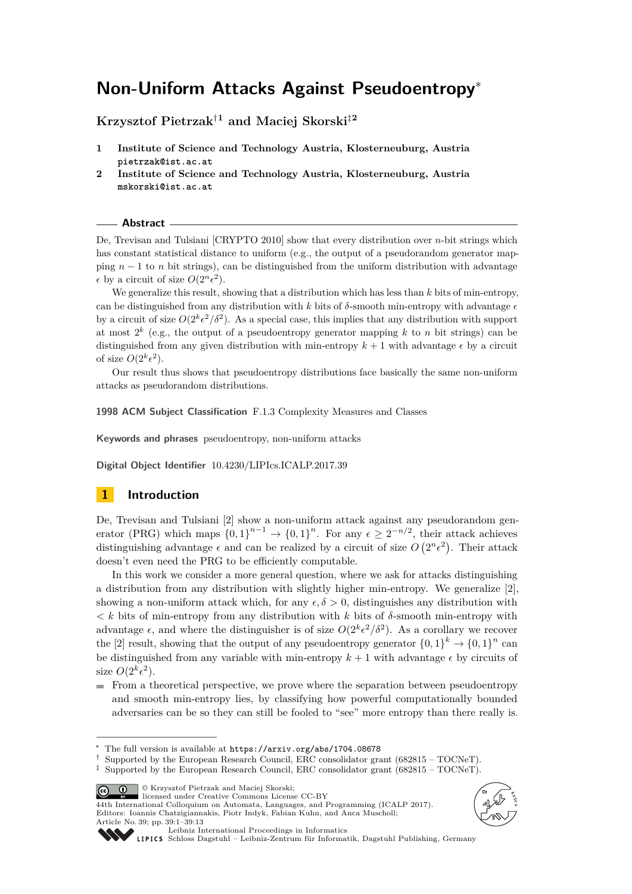# Non-Uniform Attacks Against Pseudoentropy*

**Krzysztof Pietrzak†1 and Maciej Skorski‡2**

1. **Institute of Science and Technology Austria, Klosterneuburg, Austria**
   pietrzak@ist.ac.at
2. **Institute of Science and Technology Austria, Klosterneuburg, Austria**
   mskorski@ist.ac.at

## Abstract

De, Trevisan and Tulsiani [CRYPTO 2010] show that every distribution over $n$-bit strings which has constant statistical distance to uniform (e.g., the output of a pseudorandom generator mapping $n-1$ to $n$ bit strings), can be distinguished from the uniform distribution with advantage $\epsilon$ by a circuit of size $O(2^n\epsilon^2)$.

We generalize this result, showing that a distribution which has less than $k$ bits of min-entropy, can be distinguished from any distribution with $k$ bits of $\delta$-smooth min-entropy with advantage $\epsilon$ by a circuit of size $O(2^k\epsilon^2/\delta^2)$. As a special case, this implies that any distribution with support at most $2^k$ (e.g., the output of a pseudoentropy generator mapping $k$ to $n$ bit strings) can be distinguished from any given distribution with min-entropy $k+1$ with advantage $\epsilon$ by a circuit of size $O(2^k\epsilon^2)$.

Our result thus shows that pseudoentropy distributions face basically the same non-uniform attacks as pseudorandom distributions.

**1998 ACM Subject Classification** F.1.3 Complexity Measures and Classes

**Keywords and phrases** pseudoentropy, non-uniform attacks

**Digital Object Identifier** 10.4230/LIPIcs.ICALP.2017.39

## 1 Introduction

De, Trevisan and Tulsiani [2] show a non-uniform attack against any pseudorandom generator (PRG) which maps $\{0,1\}^{n-1} \to \{0,1\}^n$. For any $\epsilon \geq 2^{-n/2}$, their attack achieves distinguishing advantage $\epsilon$ and can be realized by a circuit of size $O\left(2^n\epsilon^2\right)$. Their attack doesn't even need the PRG to be efficiently computable.

In this work we consider a more general question, where we ask for attacks distinguishing a distribution from any distribution with slightly higher min-entropy. We generalize [2], showing a non-uniform attack which, for any $\epsilon, \delta > 0$, distinguishes any distribution with $< k$ bits of min-entropy from any distribution with $k$ bits of $\delta$-smooth min-entropy with advantage $\epsilon$, and where the distinguisher is of size $O(2^k\epsilon^2/\delta^2)$. As a corollary we recover the [2] result, showing that the output of any pseudoentropy generator $\{0,1\}^k \to \{0,1\}^n$ can be distinguished from any variable with min-entropy $k+1$ with advantage $\epsilon$ by circuits of size $O(2^k\epsilon^2)$.

- From a theoretical perspective, we prove where the separation between pseudoentropy and smooth min-entropy lies, by classifying how powerful computationally bounded adversaries can be so they can still be fooled to "see" more entropy than there really is.

---

* The full version is available at https://arxiv.org/abs/1704.08678
† Supported by the European Research Council, ERC consolidator grant (682815 – TOCNeT).
‡ Supported by the European Research Council, ERC consolidator grant (682815 – TOCNeT).

© Krzysztof Pietrzak and Maciej Skorski; licensed under Creative Commons License CC-BY
44th International Colloquium on Automata, Languages, and Programming (ICALP 2017).
Editors: Ioannis Chatzigiannakis, Piotr Indyk, Fabian Kuhn, and Anca Muscholl;
Article No. 39; pp. 39:1–39:13
Leibniz International Proceedings in Informatics
Schloss Dagstuhl – Leibniz-Zentrum für Informatik, Dagstuhl Publishing, Germany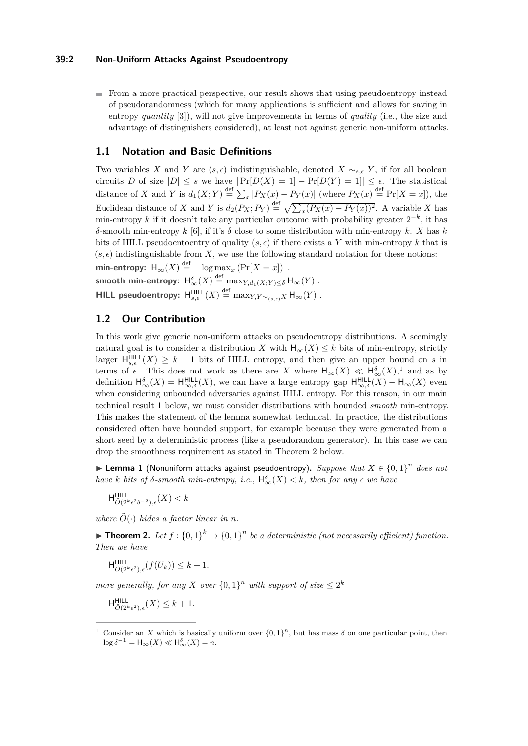- From a more practical perspective, our result shows that using pseudoentropy instead of pseudorandomness (which for many applications is sufficient and allows for saving in entropy *quantity* [3]), will not give improvements in terms of *quality* (i.e., the size and advantage of distinguishers considered), at least not against generic non-uniform attacks.

## 1.1 Notation and Basic Definitions

Two variables $X$ and $Y$ are $(s, \epsilon)$ indistinguishable, denoted $X \sim_{s,\epsilon} Y$, if for all boolean circuits $D$ of size $|D| \leq s$ we have $|\Pr[D(X) = 1] - \Pr[D(Y) = 1]| \leq \epsilon$. The statistical distance of $X$ and $Y$ is $d_1(X;Y) \stackrel{\text{def}}{=} \sum_x |P_X(x) - P_Y(x)|$ (where $P_X(x) \stackrel{\text{def}}{=} \Pr[X = x]$), the Euclidean distance of $X$ and $Y$ is $d_2(P_X;P_Y) \stackrel{\text{def}}{=} \sqrt{\sum_x (P_X(x) - P_Y(x))^2}$. A variable $X$ has min-entropy $k$ if it doesn't take any particular outcome with probability greater $2^{-k}$, it has $\delta$-smooth min-entropy $k$ [6], if it's $\delta$ close to some distribution with min-entropy $k$. $X$ has $k$ bits of HILL pseudoentoentry of quality $(s, \epsilon)$ if there exists a $Y$ with min-entropy $k$ that is $(s, \epsilon)$ indistinguishable from $X$, we use the following standard notation for these notions:

**min-entropy:** $\mathsf{H}_\infty(X) \stackrel{\text{def}}{=} -\log \max_x (\Pr[X = x])$ .

**smooth min-entropy:** $\mathsf{H}^\delta_\infty(X) \stackrel{\text{def}}{=} \max_{Y, d_1(X;Y) \leq \delta} \mathsf{H}_\infty(Y)$ .

**HILL pseudoentropy:** $\mathsf{H}^{\mathsf{HILL}}_{s,\epsilon}(X) \stackrel{\text{def}}{=} \max_{Y, Y \sim_{(s,\epsilon)} X} \mathsf{H}_\infty(Y)$ .

## 1.2 Our Contribution

In this work give generic non-uniform attacks on pseudoentropy distributions. A seemingly natural goal is to consider a distribution $X$ with $\mathsf{H}_\infty(X) \leq k$ bits of min-entropy, strictly larger $\mathsf{H}^{\mathsf{HILL}}_{s,\epsilon}(X) \geq k + 1$ bits of HILL entropy, and then give an upper bound on $s$ in terms of $\epsilon$. This does not work as there are $X$ where $\mathsf{H}_\infty(X) \ll \mathsf{H}^\delta_\infty(X)$,[1] and as by definition $\mathsf{H}^\delta_\infty(X) = \mathsf{H}^{\mathsf{HILL}}_{\infty,\delta}(X)$, we can have a large entropy gap $\mathsf{H}^{\mathsf{HILL}}_{\infty,\delta}(X) - \mathsf{H}_\infty(X)$ even when considering unbounded adversaries against HILL entropy. For this reason, in our main technical result 1 below, we must consider distributions with bounded *smooth* min-entropy. This makes the statement of the lemma somewhat technical. In practice, the distributions considered often have bounded support, for example because they were generated from a short seed by a deterministic process (like a pseudorandom generator). In this case we can drop the smoothness requirement as stated in Theorem 2 below.

▶ **Lemma 1** (Nonuniform attacks against pseudoentropy)**.** *Suppose that $X \in \{0,1\}^n$ does not have $k$ bits of $\delta$-smooth min-entropy, i.e., $\mathsf{H}^\delta_\infty(X) < k$, then for any $\epsilon$ we have*

$$\mathsf{H}^{\mathsf{HILL}}_{\tilde{O}(2^k\epsilon^2\delta^{-2}),\epsilon}(X) < k$$

*where $\tilde{O}(\cdot)$ hides a factor linear in $n$.*

▶ **Theorem 2.** *Let $f : \{0,1\}^k \to \{0,1\}^n$ be a deterministic (not necessarily efficient) function. Then we have*

$$\mathsf{H}^{\mathsf{HILL}}_{\tilde{O}(2^k\epsilon^2),\epsilon}(f(U_k)) \leq k + 1.$$

*more generally, for any $X$ over $\{0,1\}^n$ with support of size $\leq 2^k$*

$$\mathsf{H}^{\mathsf{HILL}}_{\tilde{O}(2^k\epsilon^2),\epsilon}(X) \leq k + 1.$$

---

[1] Consider an $X$ which is basically uniform over $\{0,1\}^n$, but has mass $\delta$ on one particular point, then $\log \delta^{-1} = \mathsf{H}_\infty(X) \ll \mathsf{H}^\delta_\infty(X) = n$.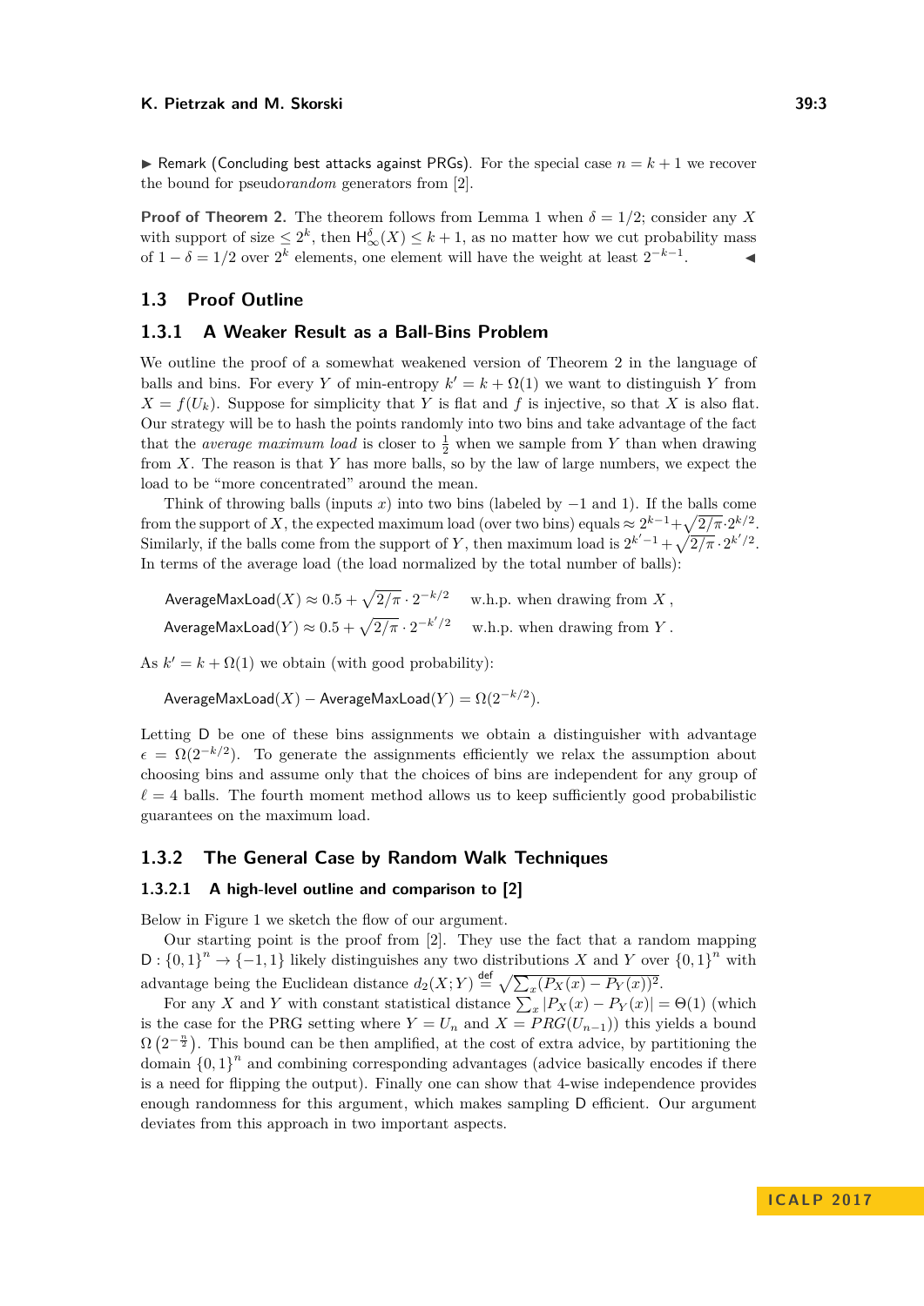▶ Remark (Concluding best attacks against PRGs). For the special case $n = k + 1$ we recover the bound for pseudo*random* generators from [2].

**Proof of Theorem 2.** The theorem follows from Lemma 1 when $\delta = 1/2$; consider any $X$ with support of size $\leq 2^k$, then $\mathsf{H}^{\delta}_{\infty}(X) \leq k + 1$, as no matter how we cut probability mass of $1 - \delta = 1/2$ over $2^k$ elements, one element will have the weight at least $2^{-k-1}$. ◀

## 1.3 Proof Outline

### 1.3.1 A Weaker Result as a Ball-Bins Problem

We outline the proof of a somewhat weakened version of Theorem 2 in the language of balls and bins. For every $Y$ of min-entropy $k' = k + \Omega(1)$ we want to distinguish $Y$ from $X = f(U_k)$. Suppose for simplicity that $Y$ is flat and $f$ is injective, so that $X$ is also flat. Our strategy will be to hash the points randomly into two bins and take advantage of the fact that the *average maximum load* is closer to $\frac{1}{2}$ when we sample from $Y$ than when drawing from $X$. The reason is that $Y$ has more balls, so by the law of large numbers, we expect the load to be "more concentrated" around the mean.

Think of throwing balls (inputs $x$) into two bins (labeled by $-1$ and $1$). If the balls come from the support of $X$, the expected maximum load (over two bins) equals $\approx 2^{k-1} + \sqrt{2/\pi} \cdot 2^{k/2}$. Similarly, if the balls come from the support of $Y$, then maximum load is $2^{k'-1} + \sqrt{2/\pi} \cdot 2^{k'/2}$. In terms of the average load (the load normalized by the total number of balls):

$$\mathsf{AverageMaxLoad}(X) \approx 0.5 + \sqrt{2/\pi} \cdot 2^{-k/2} \quad \text{w.h.p. when drawing from } X\,,$$
$$\mathsf{AverageMaxLoad}(Y) \approx 0.5 + \sqrt{2/\pi} \cdot 2^{-k'/2} \quad \text{w.h.p. when drawing from } Y\,.$$

As $k' = k + \Omega(1)$ we obtain (with good probability):

$$\mathsf{AverageMaxLoad}(X) - \mathsf{AverageMaxLoad}(Y) = \Omega(2^{-k/2}).$$

Letting $\mathsf{D}$ be one of these bins assignments we obtain a distinguisher with advantage $\epsilon = \Omega(2^{-k/2})$. To generate the assignments efficiently we relax the assumption about choosing bins and assume only that the choices of bins are independent for any group of $\ell = 4$ balls. The fourth moment method allows us to keep sufficiently good probabilistic guarantees on the maximum load.

### 1.3.2 The General Case by Random Walk Techniques

#### 1.3.2.1 A high-level outline and comparison to [2]

Below in Figure 1 we sketch the flow of our argument.

Our starting point is the proof from [2]. They use the fact that a random mapping $\mathsf{D} : \{0,1\}^n \to \{-1,1\}$ likely distinguishes any two distributions $X$ and $Y$ over $\{0,1\}^n$ with advantage being the Euclidean distance $d_2(X;Y) \stackrel{\text{def}}{=} \sqrt{\sum_x (P_X(x) - P_Y(x))^2}$.

For any $X$ and $Y$ with constant statistical distance $\sum_x |P_X(x) - P_Y(x)| = \Theta(1)$ (which is the case for the PRG setting where $Y = U_n$ and $X = PRG(U_{n-1})$) this yields a bound $\Omega\left(2^{-\frac{n}{2}}\right)$. This bound can be then amplified, at the cost of extra advice, by partitioning the domain $\{0,1\}^n$ and combining corresponding advantages (advice basically encodes if there is a need for flipping the output). Finally one can show that 4-wise independence provides enough randomness for this argument, which makes sampling $\mathsf{D}$ efficient. Our argument deviates from this approach in two important aspects.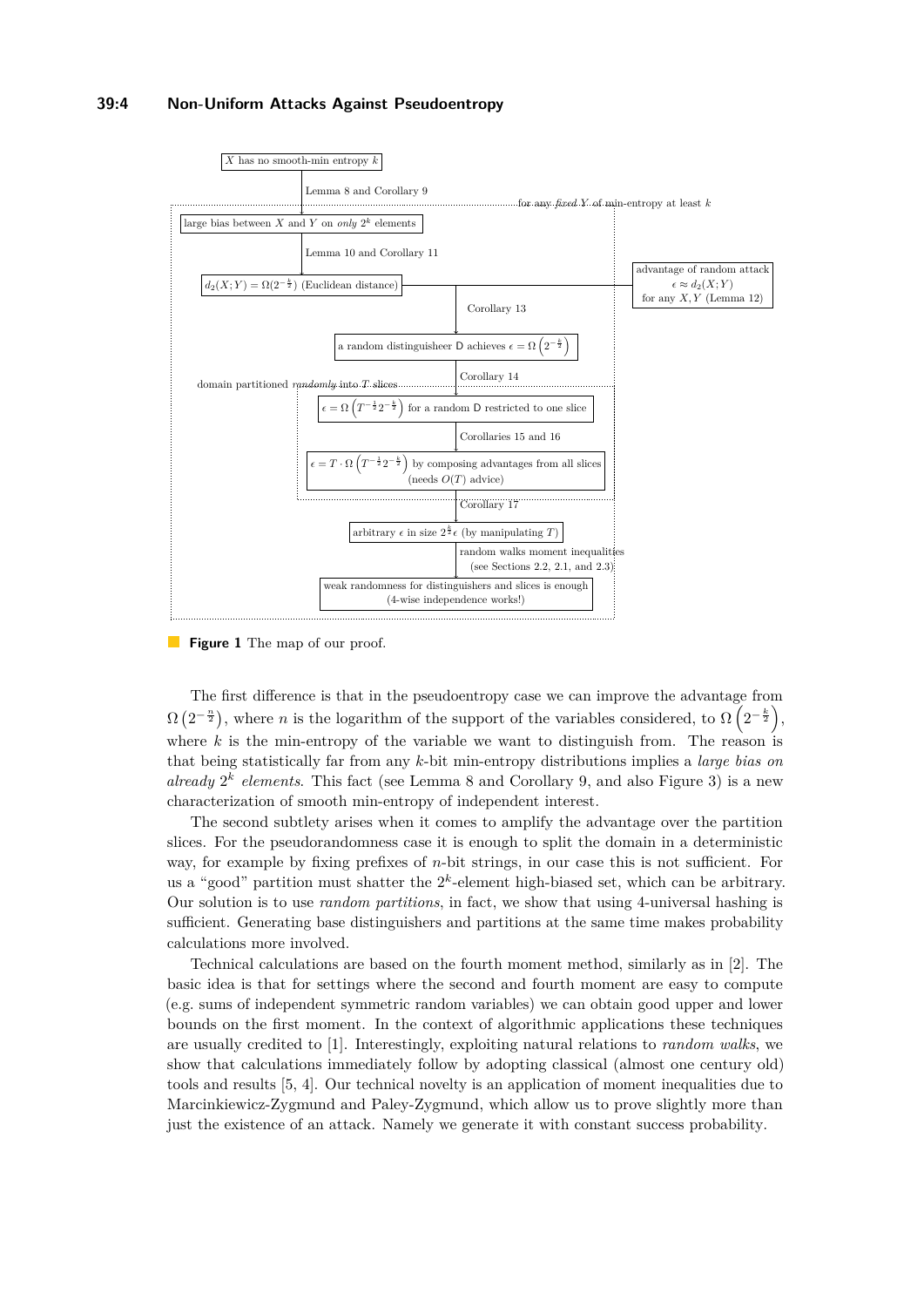X has no smooth-min entropy $k$

Lemma 8 and Corollary 9

for any *fixed* $Y$ of min-entropy at least $k$

large bias between $X$ and $Y$ on *only* $2^k$ elements

Lemma 10 and Corollary 11

$d_2(X;Y) = \Omega(2^{-\frac{k}{2}})$ (Euclidean distance)

advantage of random attack $\epsilon \approx d_2(X;Y)$ for any $X, Y$ (Lemma 12)

Corollary 13

a random distinguisheer D achieves $\epsilon = \Omega\left(2^{-\frac{k}{2}}\right)$

domain partitioned *randomly* into $T$ slices

Corollary 14

$\epsilon = \Omega\left(T^{-\frac{1}{2}}2^{-\frac{k}{2}}\right)$ for a random D restricted to one slice

Corollaries 15 and 16

$\epsilon = T \cdot \Omega\left(T^{-\frac{1}{2}}2^{-\frac{k}{2}}\right)$ by composing advantages from all slices (needs $O(T)$ advice)

Corollary 17

arbitrary $\epsilon$ in size $2^{\frac{k}{2}}\epsilon$ (by manipulating $T$)

random walks moment inequalities (see Sections 2.2, 2.1, and 2.3)

weak randomness for distinguishers and slices is enough (4-wise independence works!)

**Figure 1** The map of our proof.

The first difference is that in the pseudoentropy case we can improve the advantage from $\Omega\left(2^{-\frac{n}{2}}\right)$, where $n$ is the logarithm of the support of the variables considered, to $\Omega\left(2^{-\frac{k}{2}}\right)$, where $k$ is the min-entropy of the variable we want to distinguish from. The reason is that being statistically far from any $k$-bit min-entropy distributions implies a *large bias on already* $2^k$ *elements*. This fact (see Lemma 8 and Corollary 9, and also Figure 3) is a new characterization of smooth min-entropy of independent interest.

The second subtlety arises when it comes to amplify the advantage over the partition slices. For the pseudorandomness case it is enough to split the domain in a deterministic way, for example by fixing prefixes of $n$-bit strings, in our case this is not sufficient. For us a "good" partition must shatter the $2^k$-element high-biased set, which can be arbitrary. Our solution is to use *random partitions*, in fact, we show that using 4-universal hashing is sufficient. Generating base distinguishers and partitions at the same time makes probability calculations more involved.

Technical calculations are based on the fourth moment method, similarly as in [2]. The basic idea is that for settings where the second and fourth moment are easy to compute (e.g. sums of independent symmetric random variables) we can obtain good upper and lower bounds on the first moment. In the context of algorithmic applications these techniques are usually credited to [1]. Interestingly, exploiting natural relations to *random walks*, we show that calculations immediately follow by adopting classical (almost one century old) tools and results [5, 4]. Our technical novelty is an application of moment inequalities due to Marcinkiewicz-Zygmund and Paley-Zygmund, which allow us to prove slightly more than just the existence of an attack. Namely we generate it with constant success probability.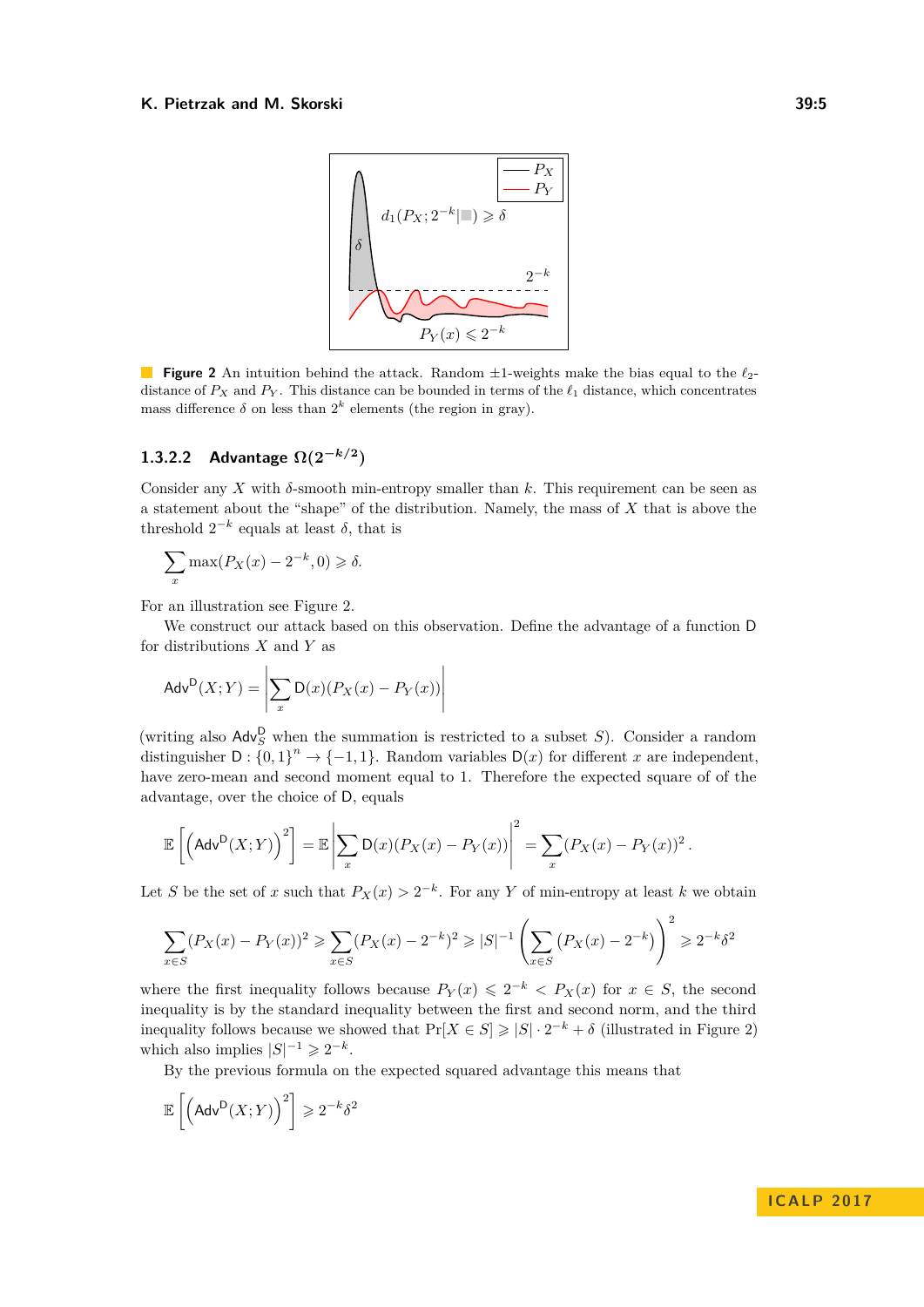**Figure 2** An intuition behind the attack. Random $\pm 1$-weights make the bias equal to the $\ell_2$-distance of $P_X$ and $P_Y$. This distance can be bounded in terms of the $\ell_1$ distance, which concentrates mass difference $\delta$ on less than $2^k$ elements (the region in gray).

#### 1.3.2.2 Advantage $\Omega(2^{-k/2})$

Consider any $X$ with $\delta$-smooth min-entropy smaller than $k$. This requirement can be seen as a statement about the "shape" of the distribution. Namely, the mass of $X$ that is above the threshold $2^{-k}$ equals at least $\delta$, that is

$$\sum_x \max(P_X(x) - 2^{-k}, 0) \geqslant \delta.$$

For an illustration see Figure 2.

We construct our attack based on this observation. Define the advantage of a function $\mathsf{D}$ for distributions $X$ and $Y$ as

$$\mathsf{Adv}^{\mathsf{D}}(X;Y) = \left|\sum_x \mathsf{D}(x)(P_X(x) - P_Y(x))\right|$$

(writing also $\mathsf{Adv}^{\mathsf{D}}_S$ when the summation is restricted to a subset $S$). Consider a random distinguisher $\mathsf{D}: \{0,1\}^n \to \{-1,1\}$. Random variables $\mathsf{D}(x)$ for different $x$ are independent, have zero-mean and second moment equal to 1. Therefore the expected square of of the advantage, over the choice of $\mathsf{D}$, equals

$$\mathbb{E}\left[\left(\mathsf{Adv}^{\mathsf{D}}(X;Y)\right)^2\right] = \mathbb{E}\left|\sum_x \mathsf{D}(x)(P_X(x) - P_Y(x))\right|^2 = \sum_x (P_X(x) - P_Y(x))^2.$$

Let $S$ be the set of $x$ such that $P_X(x) > 2^{-k}$. For any $Y$ of min-entropy at least $k$ we obtain

$$\sum_{x\in S}(P_X(x) - P_Y(x))^2 \geqslant \sum_{x\in S}(P_X(x) - 2^{-k})^2 \geqslant |S|^{-1}\left(\sum_{x\in S}(P_X(x) - 2^{-k})\right)^2 \geqslant 2^{-k}\delta^2$$

where the first inequality follows because $P_Y(x) \leqslant 2^{-k} < P_X(x)$ for $x \in S$, the second inequality is by the standard inequality between the first and second norm, and the third inequality follows because we showed that $\Pr[X \in S] \geqslant |S| \cdot 2^{-k} + \delta$ (illustrated in Figure 2) which also implies $|S|^{-1} \geqslant 2^{-k}$.

By the previous formula on the expected squared advantage this means that

$$\mathbb{E}\left[\left(\mathsf{Adv}^{\mathsf{D}}(X;Y)\right)^2\right] \geqslant 2^{-k}\delta^2$$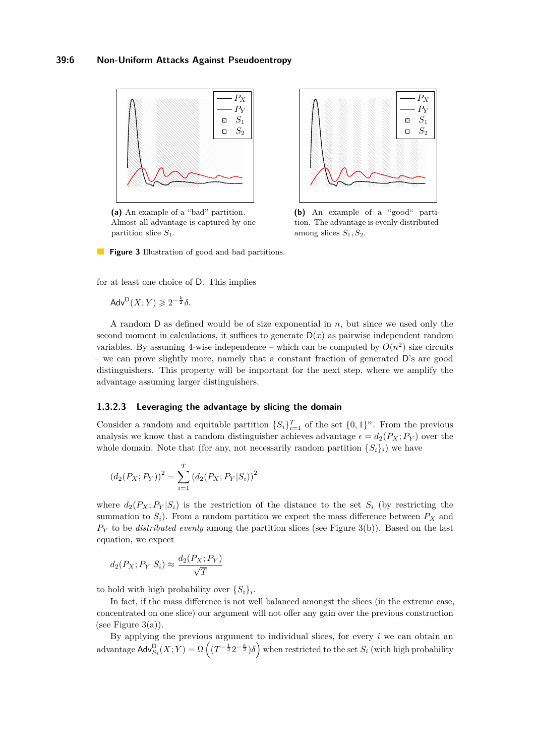(a) An example of a "bad" partition. Almost all advantage is captured by one partition slice $S_1$.

(b) An example of a "good" partition. The advantage is evenly distributed among slices $S_1, S_2$.

**Figure 3** Illustration of good and bad partitions.

for at least one choice of D. This implies

$$\mathsf{Adv}^{\mathsf{D}}(X;Y) \geqslant 2^{-\frac{k}{2}}\delta.$$

A random D as defined would be of size exponential in $n$, but since we used only the second moment in calculations, it suffices to generate $\mathsf{D}(x)$ as pairwise independent random variables. By assuming 4-wise independence – which can be computed by $O(n^2)$ size circuits – we can prove slightly more, namely that a constant fraction of generated D's are good distinguishers. This property will be important for the next step, where we amplify the advantage assuming larger distinguishers.

### 1.3.2.3 Leveraging the advantage by slicing the domain

Consider a random and equitable partition $\{S_i\}_{i=1}^{T}$ of the set $\{0,1\}^n$. From the previous analysis we know that a random distinguisher achieves advantage $\epsilon = d_2(P_X;P_Y)$ over the whole domain. Note that (for any, not necessarily random partition $\{S_i\}_i$) we have

$$\left(d_2(P_X;P_Y)\right)^2 = \sum_{i=1}^{T}\left(d_2(P_X;P_Y|S_i)\right)^2$$

where $d_2(P_X;P_Y|S_i)$ is the restriction of the distance to the set $S_i$ (by restricting the summation to $S_i$). From a random partition we expect the mass difference between $P_X$ and $P_Y$ to be *distributed evenly* among the partition slices (see Figure 3(b)). Based on the last equation, we expect

$$d_2(P_X;P_Y|S_i) \approx \frac{d_2(P_X;P_Y)}{\sqrt{T}}$$

to hold with high probability over $\{S_i\}_i$.

In fact, if the mass difference is not well balanced amongst the slices (in the extreme case, concentrated on one slice) our argument will not offer any gain over the previous construction (see Figure 3(a)).

By applying the previous argument to individual slices, for every $i$ we can obtain an advantage $\mathsf{Adv}^{\mathsf{D}}_{S_i}(X;Y) = \Omega\left((T^{-\frac{1}{2}}2^{-\frac{k}{2}})\delta\right)$ when restricted to the set $S_i$ (with high probability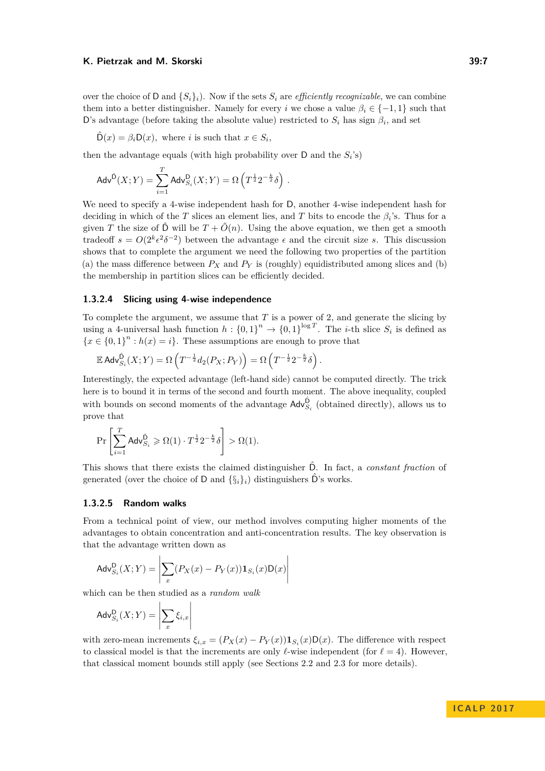over the choice of $\mathsf{D}$ and $\{S_i\}_i$). Now if the sets $S_i$ are *efficiently recognizable*, we can combine them into a better distinguisher. Namely for every $i$ we chose a value $\beta_i \in \{-1, 1\}$ such that $\mathsf{D}$'s advantage (before taking the absolute value) restricted to $S_i$ has sign $\beta_i$, and set

$$\hat{\mathsf{D}}(x) = \beta_i \mathsf{D}(x), \text{ where } i \text{ is such that } x \in S_i,$$

then the advantage equals (with high probability over $\mathsf{D}$ and the $S_i$'s)

$$\mathsf{Adv}^{\hat{\mathsf{D}}}(X;Y) = \sum_{i=1}^{T} \mathsf{Adv}^{\mathsf{D}}_{S_i}(X;Y) = \Omega\left(T^{\frac{1}{2}} 2^{-\frac{k}{2}} \delta\right).$$

We need to specify a 4-wise independent hash for $\mathsf{D}$, another 4-wise independent hash for deciding in which of the $T$ slices an element lies, and $T$ bits to encode the $\beta_i$'s. Thus for a given $T$ the size of $\hat{\mathsf{D}}$ will be $T + \tilde{O}(n)$. Using the above equation, we then get a smooth tradeoff $s = O(2^k \epsilon^2 \delta^{-2})$ between the advantage $\epsilon$ and the circuit size $s$. This discussion shows that to complete the argument we need the following two properties of the partition (a) the mass difference between $P_X$ and $P_Y$ is (roughly) equidistributed among slices and (b) the membership in partition slices can be efficiently decided.

#### 1.3.2.4 Slicing using 4-wise independence

To complete the argument, we assume that $T$ is a power of 2, and generate the slicing by using a 4-universal hash function $h : \{0,1\}^n \to \{0,1\}^{\log T}$. The $i$-th slice $S_i$ is defined as $\{x \in \{0,1\}^n : h(x) = i\}$. These assumptions are enough to prove that

$$\mathbb{E}\, \mathsf{Adv}^{\hat{\mathsf{D}}}_{S_i}(X;Y) = \Omega\left(T^{-\frac{1}{2}} d_2(P_X; P_Y)\right) = \Omega\left(T^{-\frac{1}{2}} 2^{-\frac{k}{2}} \delta\right).$$

Interestingly, the expected advantage (left-hand side) cannot be computed directly. The trick here is to bound it in terms of the second and fourth moment. The above inequality, coupled with bounds on second moments of the advantage $\mathsf{Adv}^{\hat{\mathsf{D}}}_{S_i}$ (obtained directly), allows us to prove that

$$\Pr\left[\sum_{i=1}^{T} \mathsf{Adv}^{\hat{\mathsf{D}}}_{S_i} \geqslant \Omega(1) \cdot T^{\frac{1}{2}} 2^{-\frac{k}{2}} \delta\right] > \Omega(1).$$

This shows that there exists the claimed distinguisher $\hat{\mathsf{D}}$. In fact, a *constant fraction* of generated (over the choice of $\mathsf{D}$ and $\{\S_i\}_i$) distinguishers $\hat{\mathsf{D}}$'s works.

#### 1.3.2.5 Random walks

From a technical point of view, our method involves computing higher moments of the advantages to obtain concentration and anti-concentration results. The key observation is that the advantage written down as

$$\mathsf{Adv}^{\mathsf{D}}_{S_i}(X;Y) = \left|\sum_x (P_X(x) - P_Y(x)) \mathbf{1}_{S_i}(x) \mathsf{D}(x)\right|$$

which can be then studied as a *random walk*

$$\mathsf{Adv}^{\mathsf{D}}_{S_i}(X;Y) = \left|\sum_x \xi_{i,x}\right|$$

with zero-mean increments $\xi_{i,x} = (P_X(x) - P_Y(x)) \mathbf{1}_{S_i}(x) \mathsf{D}(x)$. The difference with respect to classical model is that the increments are only $\ell$-wise independent (for $\ell = 4$). However, that classical moment bounds still apply (see Sections 2.2 and 2.3 for more details).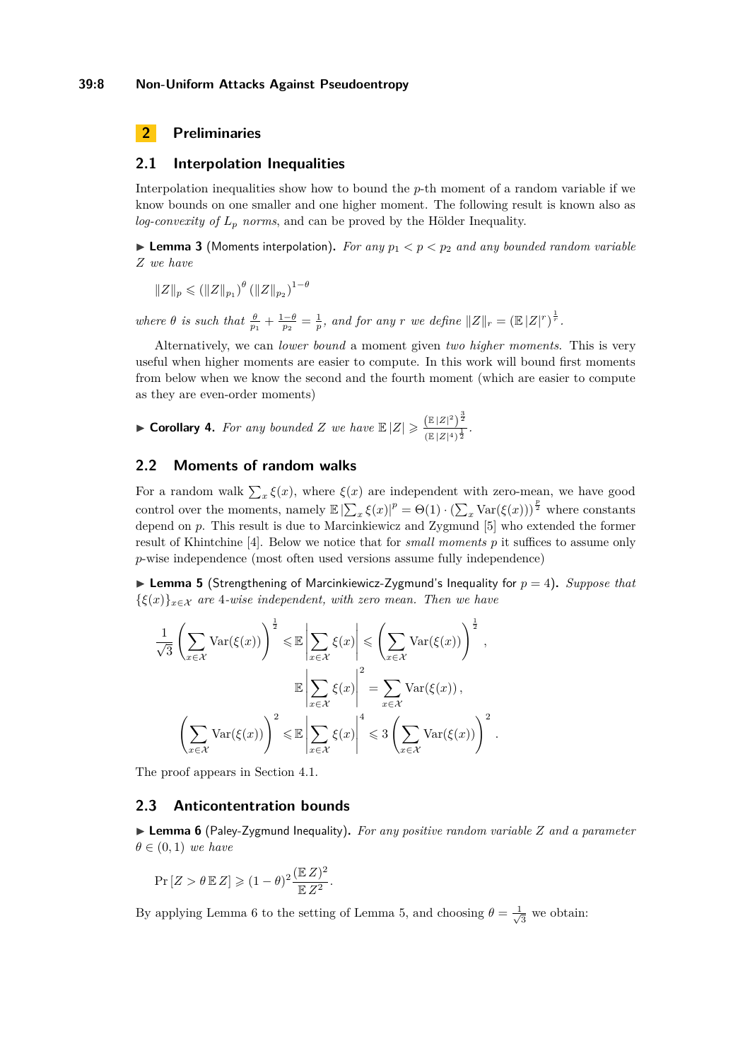## 2 Preliminaries

### 2.1 Interpolation Inequalities

Interpolation inequalities show how to bound the $p$-th moment of a random variable if we know bounds on one smaller and one higher moment. The following result is known also as *log-convexity of $L_p$ norms*, and can be proved by the Hölder Inequality.

▶ **Lemma 3** (Moments interpolation). *For any $p_1 < p < p_2$ and any bounded random variable $Z$ we have*

$$\|Z\|_p \leqslant \left(\|Z\|_{p_1}\right)^{\theta} \left(\|Z\|_{p_2}\right)^{1-\theta}$$

*where $\theta$ is such that $\frac{\theta}{p_1} + \frac{1-\theta}{p_2} = \frac{1}{p}$, and for any $r$ we define $\|Z\|_r = \left(\mathbb{E}\,|Z|^r\right)^{\frac{1}{r}}$.*

Alternatively, we can *lower bound* a moment given *two higher moments*. This is very useful when higher moments are easier to compute. In this work will bound first moments from below when we know the second and the fourth moment (which are easier to compute as they are even-order moments)

▶ **Corollary 4.** *For any bounded $Z$ we have $\mathbb{E}\,|Z| \geqslant \frac{\left(\mathbb{E}\,|Z|^2\right)^{\frac{3}{2}}}{\left(\mathbb{E}\,|Z|^4\right)^{\frac{1}{2}}}$.*

### 2.2 Moments of random walks

For a random walk $\sum_x \xi(x)$, where $\xi(x)$ are independent with zero-mean, we have good control over the moments, namely $\mathbb{E}\,|\sum_x \xi(x)|^p = \Theta(1) \cdot \left(\sum_x \mathrm{Var}(\xi(x))\right)^{\frac{p}{2}}$ where constants depend on $p$. This result is due to Marcinkiewicz and Zygmund [5] who extended the former result of Khintchine [4]. Below we notice that for *small moments* $p$ it suffices to assume only $p$-wise independence (most often used versions assume fully independence)

▶ **Lemma 5** (Strengthening of Marcinkiewicz-Zygmund's Inequality for $p = 4$). *Suppose that $\{\xi(x)\}_{x\in\mathcal{X}}$ are 4-wise independent, with zero mean. Then we have*

$$\frac{1}{\sqrt{3}}\left(\sum_{x\in\mathcal{X}} \mathrm{Var}(\xi(x))\right)^{\frac{1}{2}} \leqslant \mathbb{E}\left|\sum_{x\in\mathcal{X}} \xi(x)\right| \leqslant \left(\sum_{x\in\mathcal{X}} \mathrm{Var}(\xi(x))\right)^{\frac{1}{2}},$$

$$\mathbb{E}\left|\sum_{x\in\mathcal{X}} \xi(x)\right|^2 = \sum_{x\in\mathcal{X}} \mathrm{Var}(\xi(x)),$$

$$\left(\sum_{x\in\mathcal{X}} \mathrm{Var}(\xi(x))\right)^2 \leqslant \mathbb{E}\left|\sum_{x\in\mathcal{X}} \xi(x)\right|^4 \leqslant 3\left(\sum_{x\in\mathcal{X}} \mathrm{Var}(\xi(x))\right)^2.$$

The proof appears in Section 4.1.

### 2.3 Anticontentration bounds

▶ **Lemma 6** (Paley-Zygmund Inequality). *For any positive random variable $Z$ and a parameter $\theta \in (0, 1)$ we have*

$$\Pr\left[Z > \theta\,\mathbb{E}\,Z\right] \geqslant (1-\theta)^2 \frac{(\mathbb{E}\,Z)^2}{\mathbb{E}\,Z^2}.$$

By applying Lemma 6 to the setting of Lemma 5, and choosing $\theta = \frac{1}{\sqrt{3}}$ we obtain: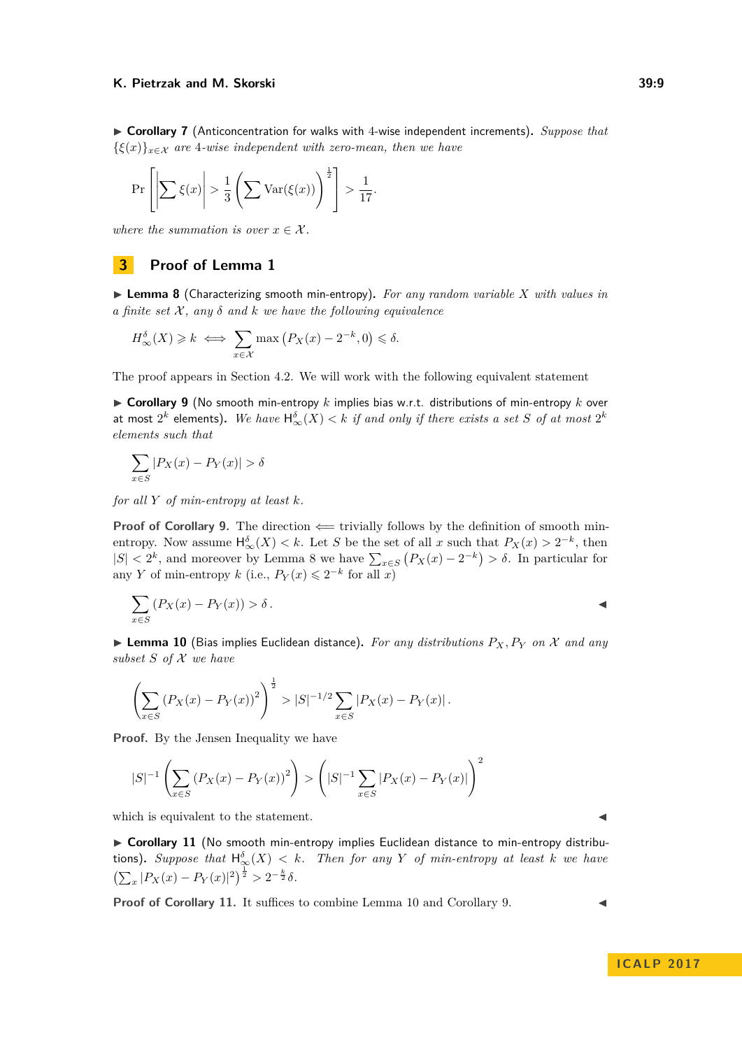▶ **Corollary 7** (Anticoncentration for walks with 4-wise independent increments). *Suppose that $\{\xi(x)\}_{x\in\mathcal{X}}$ are 4-wise independent with zero-mean, then we have*

$$\Pr\left[\left|\sum \xi(x)\right| > \frac{1}{3}\left(\sum \mathrm{Var}(\xi(x))\right)^{\frac{1}{2}}\right] > \frac{1}{17}.$$

*where the summation is over $x \in \mathcal{X}$.*

## 3 Proof of Lemma 1

▶ **Lemma 8** (Characterizing smooth min-entropy). *For any random variable $X$ with values in a finite set $\mathcal{X}$, any $\delta$ and $k$ we have the following equivalence*

$$H_{\infty}^{\delta}(X) \geqslant k \iff \sum_{x\in\mathcal{X}} \max\left(P_X(x) - 2^{-k}, 0\right) \leqslant \delta.$$

The proof appears in Section 4.2. We will work with the following equivalent statement

▶ **Corollary 9** (No smooth min-entropy $k$ implies bias w.r.t. distributions of min-entropy $k$ over at most $2^k$ elements). *We have $\mathsf{H}_{\infty}^{\delta}(X) < k$ if and only if there exists a set $S$ of at most $2^k$ elements such that*

$$\sum_{x\in S} |P_X(x) - P_Y(x)| > \delta$$

*for all $Y$ of min-entropy at least $k$.*

**Proof of Corollary 9.** The direction $\Longleftarrow$ trivially follows by the definition of smooth min-entropy. Now assume $\mathsf{H}_{\infty}^{\delta}(X) < k$. Let $S$ be the set of all $x$ such that $P_X(x) > 2^{-k}$, then $|S| < 2^k$, and moreover by Lemma 8 we have $\sum_{x\in S}\left(P_X(x) - 2^{-k}\right) > \delta$. In particular for any $Y$ of min-entropy $k$ (i.e., $P_Y(x) \leqslant 2^{-k}$ for all $x$)

$$\sum_{x\in S} (P_X(x) - P_Y(x)) > \delta\,. \qquad \blacktriangleleft$$

▶ **Lemma 10** (Bias implies Euclidean distance). *For any distributions $P_X, P_Y$ on $\mathcal{X}$ and any subset $S$ of $\mathcal{X}$ we have*

$$\left(\sum_{x\in S} (P_X(x) - P_Y(x))^2\right)^{\frac{1}{2}} > |S|^{-1/2} \sum_{x\in S} |P_X(x) - P_Y(x)|\,.$$

**Proof.** By the Jensen Inequality we have

$$|S|^{-1}\left(\sum_{x\in S} (P_X(x) - P_Y(x))^2\right) > \left(|S|^{-1}\sum_{x\in S} |P_X(x) - P_Y(x)|\right)^2$$

which is equivalent to the statement. ◀

▶ **Corollary 11** (No smooth min-entropy implies Euclidean distance to min-entropy distributions). *Suppose that $\mathsf{H}_{\infty}^{\delta}(X) < k$. Then for any $Y$ of min-entropy at least $k$ we have $\left(\sum_x |P_X(x) - P_Y(x)|^2\right)^{\frac{1}{2}} > 2^{-\frac{k}{2}}\delta$.*

**Proof of Corollary 11.** It suffices to combine Lemma 10 and Corollary 9. ◀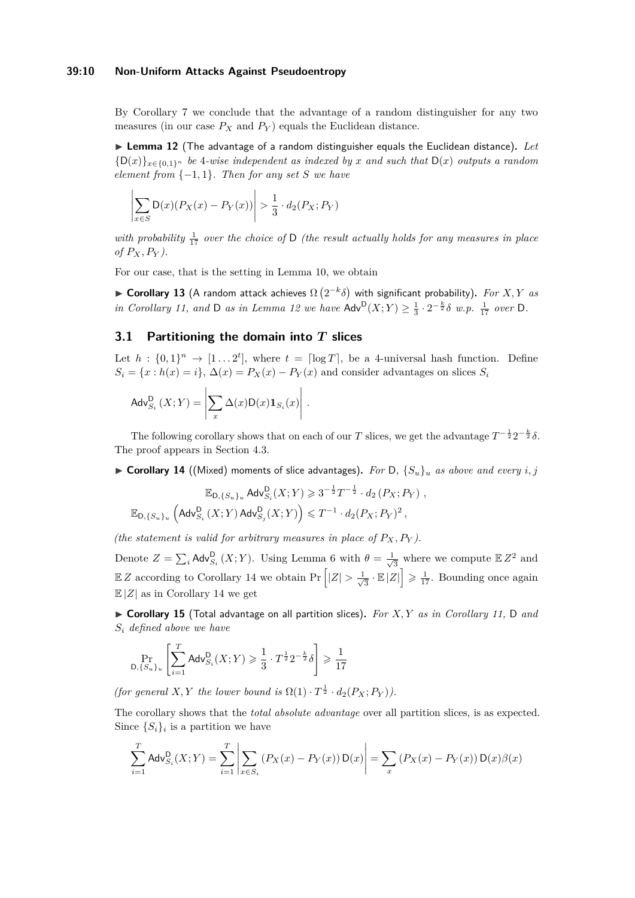By Corollary 7 we conclude that the advantage of a random distinguisher for any two measures (in our case $P_X$ and $P_Y$) equals the Euclidean distance.

▶ **Lemma 12** (The advantage of a random distinguisher equals the Euclidean distance). *Let $\{\mathsf{D}(x)\}_{x\in\{0,1\}^n}$ be 4-wise independent as indexed by $x$ and such that $\mathsf{D}(x)$ outputs a random element from $\{-1,1\}$. Then for any set $S$ we have*

$$\left|\sum_{x\in S}\mathsf{D}(x)(P_X(x)-P_Y(x))\right| > \frac{1}{3}\cdot d_2(P_X;P_Y)$$

*with probability $\frac{1}{17}$ over the choice of $\mathsf{D}$ (the result actually holds for any measures in place of $P_X, P_Y$).*

For our case, that is the setting in Lemma 10, we obtain

▶ **Corollary 13** (A random attack achieves $\Omega\left(2^{-k}\delta\right)$ with significant probability). *For $X, Y$ as in Corollary 11, and $\mathsf{D}$ as in Lemma 12 we have $\mathsf{Adv}^{\mathsf{D}}(X;Y) \geq \frac{1}{3}\cdot 2^{-\frac{k}{2}}\delta$ w.p. $\frac{1}{17}$ over $\mathsf{D}$.*

## 3.1 Partitioning the domain into $T$ slices

Let $h : \{0,1\}^n \to [1\ldots 2^t]$, where $t = \lceil\log T\rceil$, be a 4-universal hash function. Define $S_i = \{x : h(x) = i\}$, $\Delta(x) = P_X(x) - P_Y(x)$ and consider advantages on slices $S_i$

$$\mathsf{Adv}^{\mathsf{D}}_{S_i}(X;Y) = \left|\sum_x \Delta(x)\mathsf{D}(x)\mathbf{1}_{S_i}(x)\right|.$$

The following corollary shows that on each of our $T$ slices, we get the advantage $T^{-\frac{1}{2}}2^{-\frac{k}{2}}\delta$. The proof appears in Section 4.3.

▶ **Corollary 14** ((Mixed) moments of slice advantages). *For $\mathsf{D}$, $\{S_u\}_u$ as above and every $i, j$*

$$\mathbb{E}_{\mathsf{D},\{S_u\}_u}\mathsf{Adv}^{\mathsf{D}}_{S_i}(X;Y) \geqslant 3^{-\frac{1}{2}}T^{-\frac{1}{2}}\cdot d_2\left(P_X;P_Y\right),$$
$$\mathbb{E}_{\mathsf{D},\{S_u\}_u}\left(\mathsf{Adv}^{\mathsf{D}}_{S_i}(X;Y)\,\mathsf{Adv}^{\mathsf{D}}_{S_j}(X;Y)\right) \leqslant T^{-1}\cdot d_2(P_X;P_Y)^2,$$

*(the statement is valid for arbitrary measures in place of $P_X, P_Y$).*

Denote $Z = \sum_i \mathsf{Adv}^{\mathsf{D}}_{S_i}(X;Y)$. Using Lemma 6 with $\theta = \frac{1}{\sqrt{3}}$ where we compute $\mathbb{E}\,Z^2$ and $\mathbb{E}\,Z$ according to Corollary 14 we obtain $\Pr\left[|Z| > \frac{1}{\sqrt{3}}\cdot\mathbb{E}\,|Z|\right] \geqslant \frac{1}{17}$. Bounding once again $\mathbb{E}\,|Z|$ as in Corollary 14 we get

▶ **Corollary 15** (Total advantage on all partition slices). *For $X, Y$ as in Corollary 11, $\mathsf{D}$ and $S_i$ defined above we have*

$$\Pr_{\mathsf{D},\{S_u\}_u}\left[\sum_{i=1}^{T}\mathsf{Adv}^{\mathsf{D}}_{S_i}(X;Y) \geqslant \frac{1}{3}\cdot T^{\frac{1}{2}}2^{-\frac{k}{2}}\delta\right] \geqslant \frac{1}{17}$$

*(for general $X, Y$ the lower bound is $\Omega(1)\cdot T^{\frac{1}{2}}\cdot d_2(P_X;P_Y)$).*

The corollary shows that the *total absolute advantage* over all partition slices, is as expected. Since $\{S_i\}_i$ is a partition we have

$$\sum_{i=1}^{T}\mathsf{Adv}^{\mathsf{D}}_{S_i}(X;Y) = \sum_{i=1}^{T}\left|\sum_{x\in S_i}\left(P_X(x)-P_Y(x)\right)\mathsf{D}(x)\right| = \sum_x\left(P_X(x)-P_Y(x)\right)\mathsf{D}(x)\beta(x)$$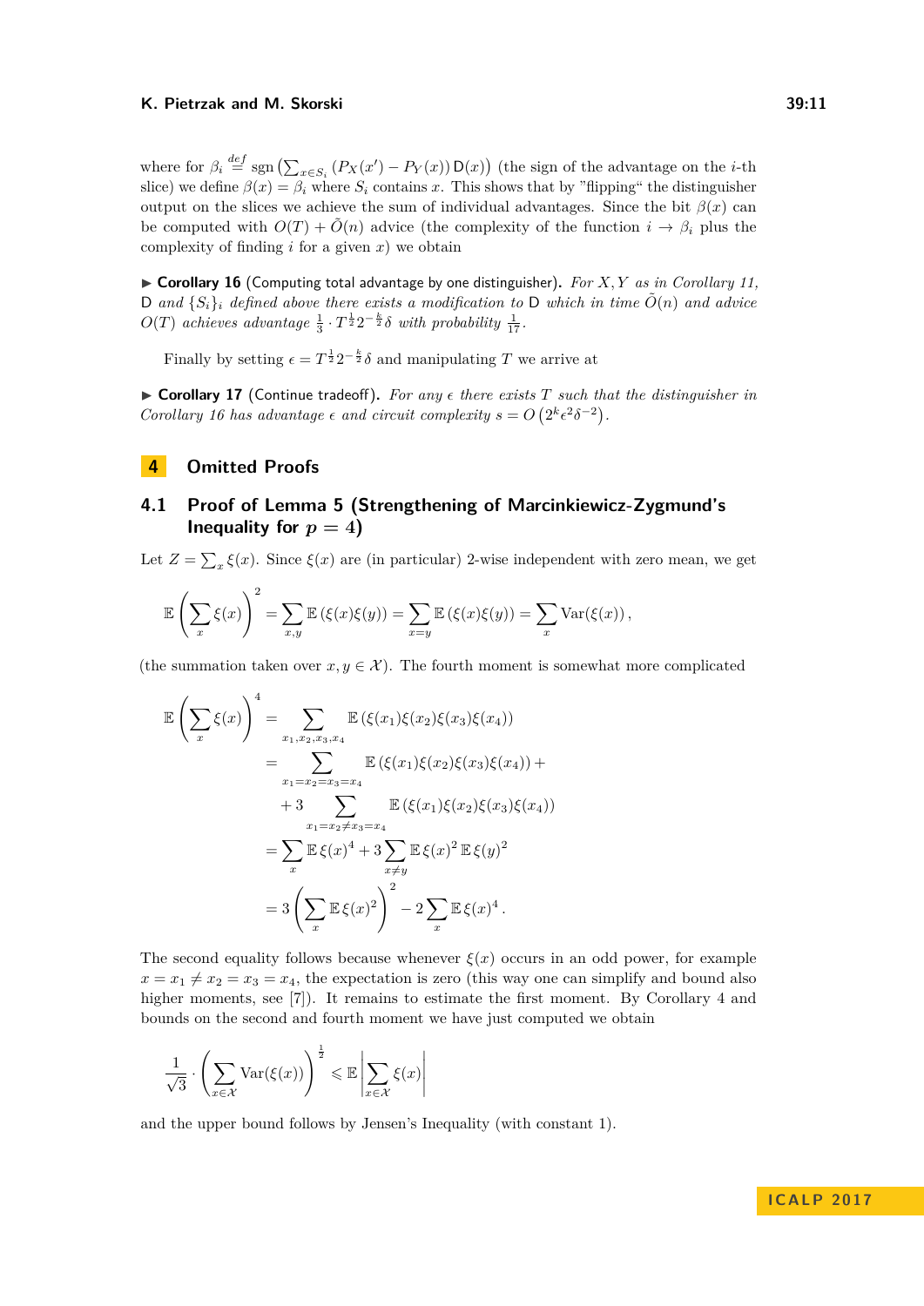where for $\beta_i \stackrel{def}{=} \operatorname{sgn}\left(\sum_{x\in S_i}\left(P_X(x') - P_Y(x)\right)\mathsf{D}(x)\right)$ (the sign of the advantage on the $i$-th slice) we define $\beta(x) = \beta_i$ where $S_i$ contains $x$. This shows that by "flipping" the distinguisher output on the slices we achieve the sum of individual advantages. Since the bit $\beta(x)$ can be computed with $O(T) + \tilde{O}(n)$ advice (the complexity of the function $i \to \beta_i$ plus the complexity of finding $i$ for a given $x$) we obtain

▶ **Corollary 16** (Computing total advantage by one distinguisher). *For $X, Y$ as in Corollary 11, $\mathsf{D}$ and $\{S_i\}_i$ defined above there exists a modification to $\mathsf{D}$ which in time $\tilde{O}(n)$ and advice $O(T)$ achieves advantage $\frac{1}{3}\cdot T^{\frac{1}{2}}2^{-\frac{k}{2}}\delta$ with probability $\frac{1}{17}$.*

Finally by setting $\epsilon = T^{\frac{1}{2}}2^{-\frac{k}{2}}\delta$ and manipulating $T$ we arrive at

▶ **Corollary 17** (Continue tradeoff). *For any $\epsilon$ there exists $T$ such that the distinguisher in Corollary 16 has advantage $\epsilon$ and circuit complexity $s = O\left(2^k\epsilon^2\delta^{-2}\right)$.*

# 4 Omitted Proofs

## 4.1 Proof of Lemma 5 (Strengthening of Marcinkiewicz-Zygmund's Inequality for $p = 4$)

Let $Z = \sum_x \xi(x)$. Since $\xi(x)$ are (in particular) 2-wise independent with zero mean, we get

$$\mathbb{E}\left(\sum_x \xi(x)\right)^2 = \sum_{x,y}\mathbb{E}\left(\xi(x)\xi(y)\right) = \sum_{x=y}\mathbb{E}\left(\xi(x)\xi(y)\right) = \sum_x \operatorname{Var}(\xi(x)),$$

(the summation taken over $x, y \in \mathcal{X}$). The fourth moment is somewhat more complicated

$$\begin{aligned}
\mathbb{E}\left(\sum_x \xi(x)\right)^4 &= \sum_{x_1,x_2,x_3,x_4}\mathbb{E}\left(\xi(x_1)\xi(x_2)\xi(x_3)\xi(x_4)\right) \\
&= \sum_{x_1=x_2=x_3=x_4}\mathbb{E}\left(\xi(x_1)\xi(x_2)\xi(x_3)\xi(x_4)\right) + \\
&\quad + 3\sum_{x_1=x_2\neq x_3=x_4}\mathbb{E}\left(\xi(x_1)\xi(x_2)\xi(x_3)\xi(x_4)\right) \\
&= \sum_x \mathbb{E}\,\xi(x)^4 + 3\sum_{x\neq y}\mathbb{E}\,\xi(x)^2\,\mathbb{E}\,\xi(y)^2 \\
&= 3\left(\sum_x \mathbb{E}\,\xi(x)^2\right)^2 - 2\sum_x \mathbb{E}\,\xi(x)^4.
\end{aligned}$$

The second equality follows because whenever $\xi(x)$ occurs in an odd power, for example $x = x_1 \neq x_2 = x_3 = x_4$, the expectation is zero (this way one can simplify and bound also higher moments, see [7]). It remains to estimate the first moment. By Corollary 4 and bounds on the second and fourth moment we have just computed we obtain

$$\frac{1}{\sqrt{3}}\cdot\left(\sum_{x\in\mathcal{X}}\operatorname{Var}(\xi(x))\right)^{\frac{1}{2}} \leqslant \mathbb{E}\left|\sum_{x\in\mathcal{X}}\xi(x)\right|$$

and the upper bound follows by Jensen's Inequality (with constant 1).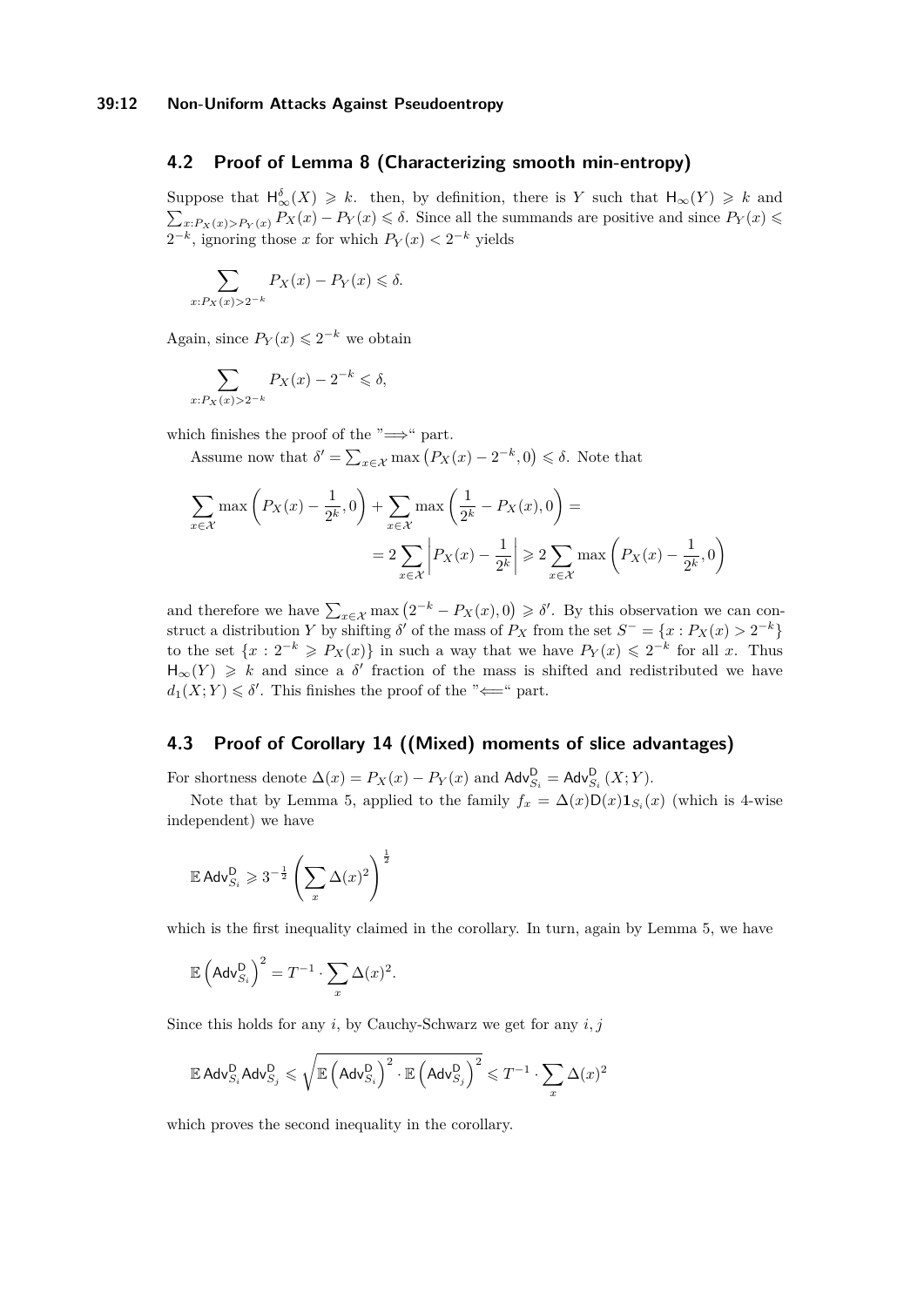## 4.2 Proof of Lemma 8 (Characterizing smooth min-entropy)

Suppose that $\mathsf{H}^{\delta}_{\infty}(X) \geqslant k$. then, by definition, there is $Y$ such that $\mathsf{H}_{\infty}(Y) \geqslant k$ and $\sum_{x:P_X(x)>P_Y(x)} P_X(x) - P_Y(x) \leqslant \delta$. Since all the summands are positive and since $P_Y(x) \leqslant 2^{-k}$, ignoring those $x$ for which $P_Y(x) < 2^{-k}$ yields

$$\sum_{x:P_X(x)>2^{-k}} P_X(x) - P_Y(x) \leqslant \delta.$$

Again, since $P_Y(x) \leqslant 2^{-k}$ we obtain

$$\sum_{x:P_X(x)>2^{-k}} P_X(x) - 2^{-k} \leqslant \delta,$$

which finishes the proof of the "$\Longrightarrow$" part.

Assume now that $\delta' = \sum_{x\in\mathcal{X}} \max\left(P_X(x) - 2^{-k}, 0\right) \leqslant \delta$. Note that

$$\sum_{x\in\mathcal{X}} \max\left(P_X(x) - \frac{1}{2^k}, 0\right) + \sum_{x\in\mathcal{X}} \max\left(\frac{1}{2^k} - P_X(x), 0\right) = \\ = 2\sum_{x\in\mathcal{X}} \left|P_X(x) - \frac{1}{2^k}\right| \geqslant 2\sum_{x\in\mathcal{X}} \max\left(P_X(x) - \frac{1}{2^k}, 0\right)$$

and therefore we have $\sum_{x\in\mathcal{X}} \max\left(2^{-k} - P_X(x), 0\right) \geqslant \delta'$. By this observation we can construct a distribution $Y$ by shifting $\delta'$ of the mass of $P_X$ from the set $S^- = \{x : P_X(x) > 2^{-k}\}$ to the set $\{x : 2^{-k} \geqslant P_X(x)\}$ in such a way that we have $P_Y(x) \leqslant 2^{-k}$ for all $x$. Thus $\mathsf{H}_{\infty}(Y) \geqslant k$ and since a $\delta'$ fraction of the mass is shifted and redistributed we have $d_1(X;Y) \leqslant \delta'$. This finishes the proof of the "$\Longleftarrow$" part.

## 4.3 Proof of Corollary 14 ((Mixed) moments of slice advantages)

For shortness denote $\Delta(x) = P_X(x) - P_Y(x)$ and $\mathsf{Adv}^{\mathsf{D}}_{S_i} = \mathsf{Adv}^{\mathsf{D}}_{S_i}(X;Y)$.

Note that by Lemma 5, applied to the family $f_x = \Delta(x)\mathsf{D}(x)\mathbf{1}_{S_i}(x)$ (which is 4-wise independent) we have

$$\mathbb{E}\,\mathsf{Adv}^{\mathsf{D}}_{S_i} \geqslant 3^{-\frac{1}{2}} \left(\sum_x \Delta(x)^2\right)^{\frac{1}{2}}$$

which is the first inequality claimed in the corollary. In turn, again by Lemma 5, we have

$$\mathbb{E}\left(\mathsf{Adv}^{\mathsf{D}}_{S_i}\right)^2 = T^{-1} \cdot \sum_x \Delta(x)^2.$$

Since this holds for any $i$, by Cauchy-Schwarz we get for any $i, j$

$$\mathbb{E}\,\mathsf{Adv}^{\mathsf{D}}_{S_i}\mathsf{Adv}^{\mathsf{D}}_{S_j} \leqslant \sqrt{\mathbb{E}\left(\mathsf{Adv}^{\mathsf{D}}_{S_i}\right)^2 \cdot \mathbb{E}\left(\mathsf{Adv}^{\mathsf{D}}_{S_j}\right)^2} \leqslant T^{-1} \cdot \sum_x \Delta(x)^2$$

which proves the second inequality in the corollary.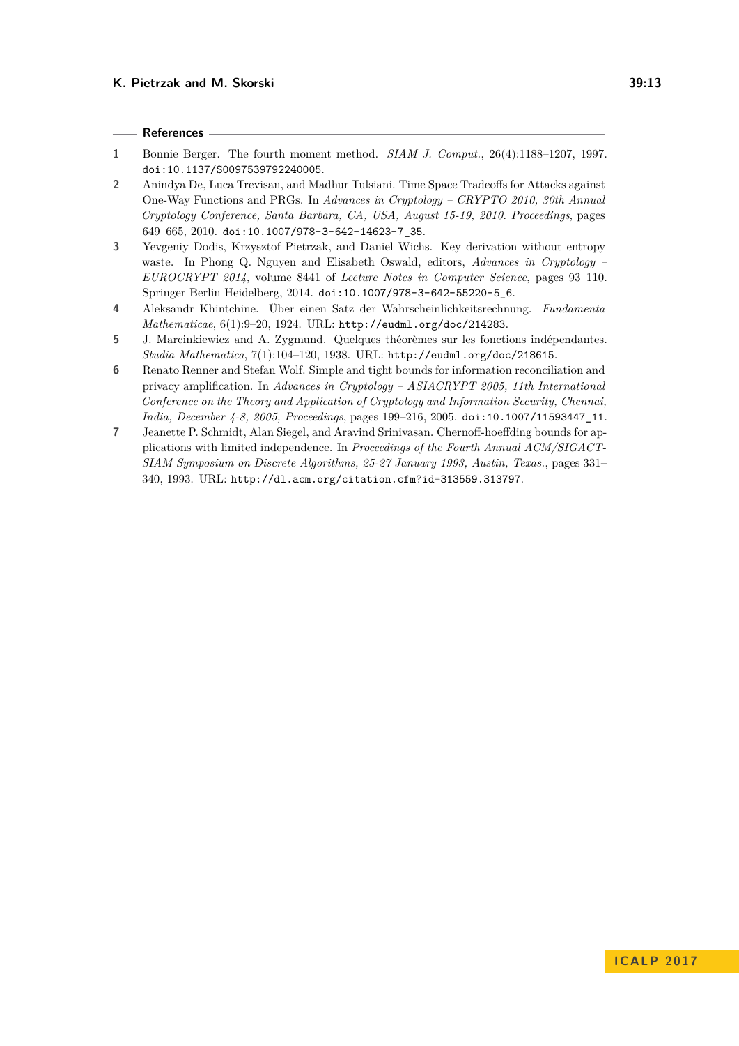## References

1. Bonnie Berger. The fourth moment method. *SIAM J. Comput.*, 26(4):1188–1207, 1997. doi:10.1137/S0097539792240005.
2. Anindya De, Luca Trevisan, and Madhur Tulsiani. Time Space Tradeoffs for Attacks against One-Way Functions and PRGs. In *Advances in Cryptology – CRYPTO 2010, 30th Annual Cryptology Conference, Santa Barbara, CA, USA, August 15-19, 2010. Proceedings*, pages 649–665, 2010. doi:10.1007/978-3-642-14623-7_35.
3. Yevgeniy Dodis, Krzysztof Pietrzak, and Daniel Wichs. Key derivation without entropy waste. In Phong Q. Nguyen and Elisabeth Oswald, editors, *Advances in Cryptology – EUROCRYPT 2014*, volume 8441 of *Lecture Notes in Computer Science*, pages 93–110. Springer Berlin Heidelberg, 2014. doi:10.1007/978-3-642-55220-5_6.
4. Aleksandr Khintchine. Über einen Satz der Wahrscheinlichkeitsrechnung. *Fundamenta Mathematicae*, 6(1):9–20, 1924. URL: http://eudml.org/doc/214283.
5. J. Marcinkiewicz and A. Zygmund. Quelques théorèmes sur les fonctions indépendantes. *Studia Mathematica*, 7(1):104–120, 1938. URL: http://eudml.org/doc/218615.
6. Renato Renner and Stefan Wolf. Simple and tight bounds for information reconciliation and privacy amplification. In *Advances in Cryptology – ASIACRYPT 2005, 11th International Conference on the Theory and Application of Cryptology and Information Security, Chennai, India, December 4-8, 2005, Proceedings*, pages 199–216, 2005. doi:10.1007/11593447_11.
7. Jeanette P. Schmidt, Alan Siegel, and Aravind Srinivasan. Chernoff-hoeffding bounds for applications with limited independence. In *Proceedings of the Fourth Annual ACM/SIGACT-SIAM Symposium on Discrete Algorithms, 25-27 January 1993, Austin, Texas.*, pages 331–340, 1993. URL: http://dl.acm.org/citation.cfm?id=313559.313797.